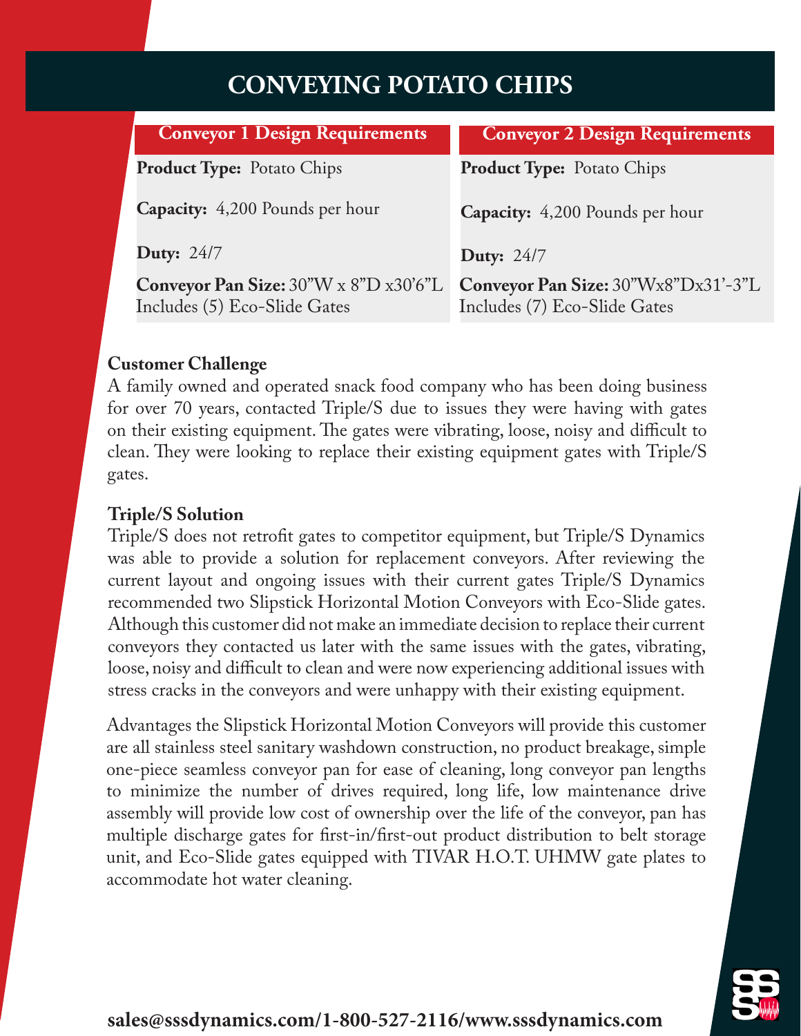# CONVEYING POTATO CHIPS

| Conveyor 1 Design Requirements | Conveyor 2 Design Requirements |
| --- | --- |
| **Product Type:** Potato Chips | **Product Type:** Potato Chips |
| **Capacity:** 4,200 Pounds per hour | **Capacity:** 4,200 Pounds per hour |
| **Duty:** 24/7 | **Duty:** 24/7 |
| **Conveyor Pan Size:** 30"W x 8"D x30'6"L Includes (5) Eco-Slide Gates | **Conveyor Pan Size:** 30"Wx8"Dx31'-3"L Includes (7) Eco-Slide Gates |

**Customer Challenge**

A family owned and operated snack food company who has been doing business for over 70 years, contacted Triple/S due to issues they were having with gates on their existing equipment. The gates were vibrating, loose, noisy and difficult to clean. They were looking to replace their existing equipment gates with Triple/S gates.

**Triple/S Solution**

Triple/S does not retrofit gates to competitor equipment, but Triple/S Dynamics was able to provide a solution for replacement conveyors. After reviewing the current layout and ongoing issues with their current gates Triple/S Dynamics recommended two Slipstick Horizontal Motion Conveyors with Eco-Slide gates. Although this customer did not make an immediate decision to replace their current conveyors they contacted us later with the same issues with the gates, vibrating, loose, noisy and difficult to clean and were now experiencing additional issues with stress cracks in the conveyors and were unhappy with their existing equipment.

Advantages the Slipstick Horizontal Motion Conveyors will provide this customer are all stainless steel sanitary washdown construction, no product breakage, simple one-piece seamless conveyor pan for ease of cleaning, long conveyor pan lengths to minimize the number of drives required, long life, low maintenance drive assembly will provide low cost of ownership over the life of the conveyor, pan has multiple discharge gates for first-in/first-out product distribution to belt storage unit, and Eco-Slide gates equipped with TIVAR H.O.T. UHMW gate plates to accommodate hot water cleaning.

**sales@sssdynamics.com/1-800-527-2116/www.sssdynamics.com**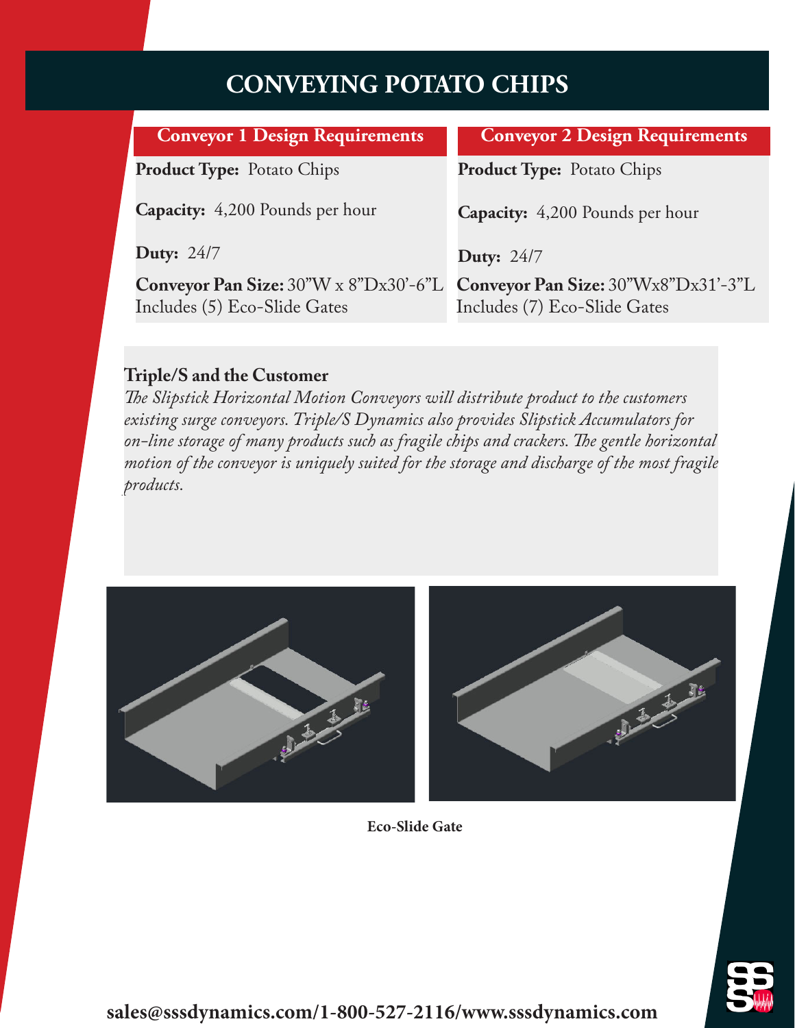# CONVEYING POTATO CHIPS

| Conveyor 1 Design Requirements | Conveyor 2 Design Requirements |
|---|---|
| **Product Type:** Potato Chips | **Product Type:** Potato Chips |
| **Capacity:** 4,200 Pounds per hour | **Capacity:** 4,200 Pounds per hour |
| **Duty:** 24/7 | **Duty:** 24/7 |
| **Conveyor Pan Size:** 30"W x 8"Dx30'-6"L Includes (5) Eco-Slide Gates | **Conveyor Pan Size:** 30"Wx8"Dx31'-3"L Includes (7) Eco-Slide Gates |

**Triple/S and the Customer**

*The Slipstick Horizontal Motion Conveyors will distribute product to the customers existing surge conveyors. Triple/S Dynamics also provides Slipstick Accumulators for on-line storage of many products such as fragile chips and crackers. The gentle horizontal motion of the conveyor is uniquely suited for the storage and discharge of the most fragile products.*

**Eco-Slide Gate**

**sales@sssdynamics.com/1-800-527-2116/www.sssdynamics.com**